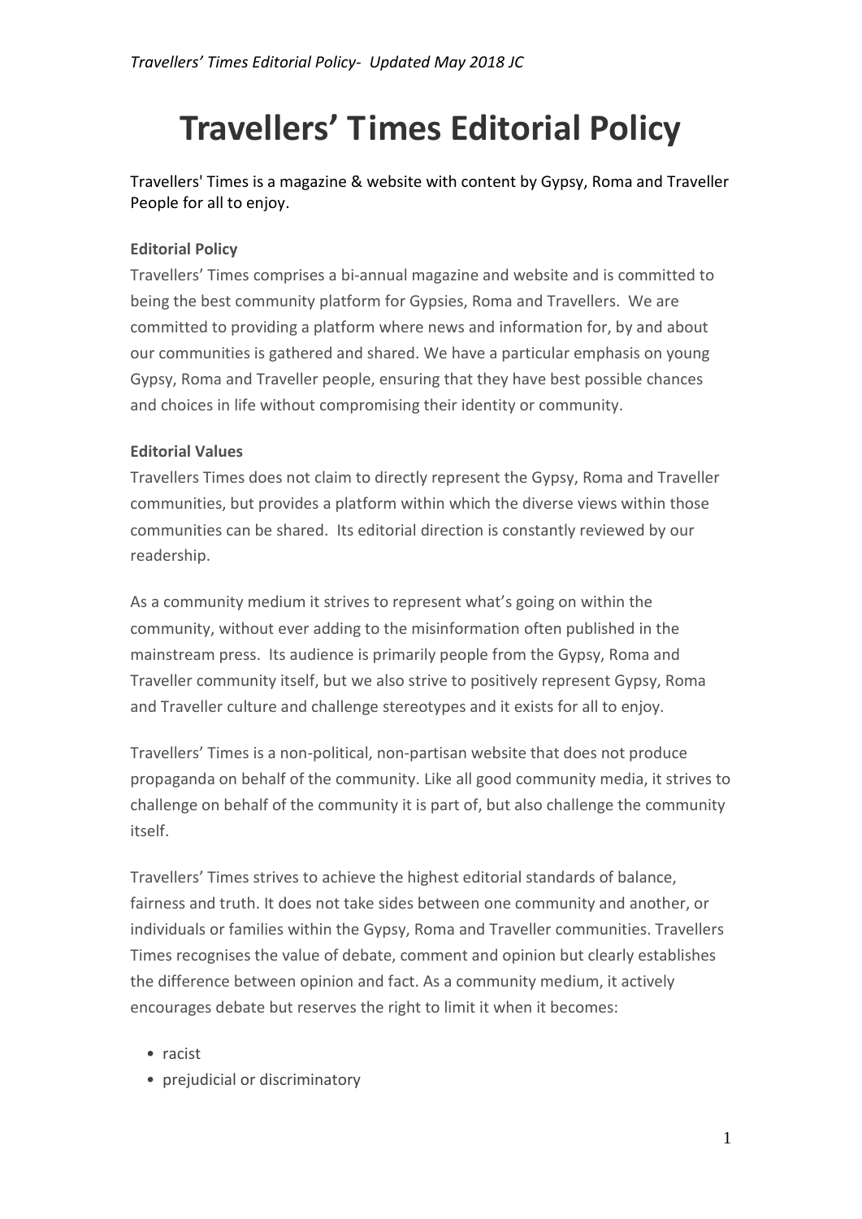# Travellers' Times Editorial Policy

Travellers' Times is a magazine & website with content by Gypsy, Roma and Traveller People for all to enjoy.

**Editorial Policy**

Travellers' Times comprises a bi-annual magazine and website and is committed to being the best community platform for Gypsies, Roma and Travellers. We are committed to providing a platform where news and information for, by and about our communities is gathered and shared. We have a particular emphasis on young Gypsy, Roma and Traveller people, ensuring that they have best possible chances and choices in life without compromising their identity or community.

**Editorial Values**

Travellers Times does not claim to directly represent the Gypsy, Roma and Traveller communities, but provides a platform within which the diverse views within those communities can be shared. Its editorial direction is constantly reviewed by our readership.

As a community medium it strives to represent what's going on within the community, without ever adding to the misinformation often published in the mainstream press. Its audience is primarily people from the Gypsy, Roma and Traveller community itself, but we also strive to positively represent Gypsy, Roma and Traveller culture and challenge stereotypes and it exists for all to enjoy.

Travellers' Times is a non-political, non-partisan website that does not produce propaganda on behalf of the community. Like all good community media, it strives to challenge on behalf of the community it is part of, but also challenge the community itself.

Travellers' Times strives to achieve the highest editorial standards of balance, fairness and truth. It does not take sides between one community and another, or individuals or families within the Gypsy, Roma and Traveller communities. Travellers Times recognises the value of debate, comment and opinion but clearly establishes the difference between opinion and fact. As a community medium, it actively encourages debate but reserves the right to limit it when it becomes:

- racist
- prejudicial or discriminatory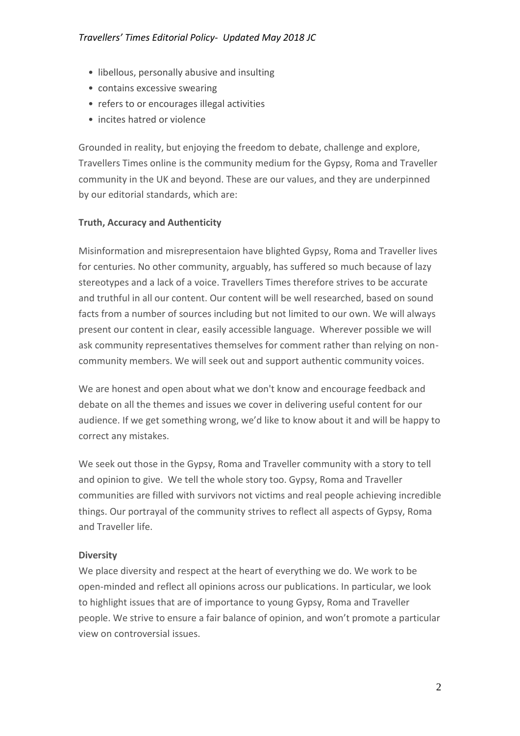- libellous, personally abusive and insulting
- contains excessive swearing
- refers to or encourages illegal activities
- incites hatred or violence

Grounded in reality, but enjoying the freedom to debate, challenge and explore, Travellers Times online is the community medium for the Gypsy, Roma and Traveller community in the UK and beyond. These are our values, and they are underpinned by our editorial standards, which are:

**Truth, Accuracy and Authenticity**

Misinformation and misrepresentaion have blighted Gypsy, Roma and Traveller lives for centuries. No other community, arguably, has suffered so much because of lazy stereotypes and a lack of a voice. Travellers Times therefore strives to be accurate and truthful in all our content. Our content will be well researched, based on sound facts from a number of sources including but not limited to our own. We will always present our content in clear, easily accessible language. Wherever possible we will ask community representatives themselves for comment rather than relying on non-community members. We will seek out and support authentic community voices.

We are honest and open about what we don't know and encourage feedback and debate on all the themes and issues we cover in delivering useful content for our audience. If we get something wrong, we'd like to know about it and will be happy to correct any mistakes.

We seek out those in the Gypsy, Roma and Traveller community with a story to tell and opinion to give. We tell the whole story too. Gypsy, Roma and Traveller communities are filled with survivors not victims and real people achieving incredible things. Our portrayal of the community strives to reflect all aspects of Gypsy, Roma and Traveller life.

**Diversity**

We place diversity and respect at the heart of everything we do. We work to be open-minded and reflect all opinions across our publications. In particular, we look to highlight issues that are of importance to young Gypsy, Roma and Traveller people. We strive to ensure a fair balance of opinion, and won't promote a particular view on controversial issues.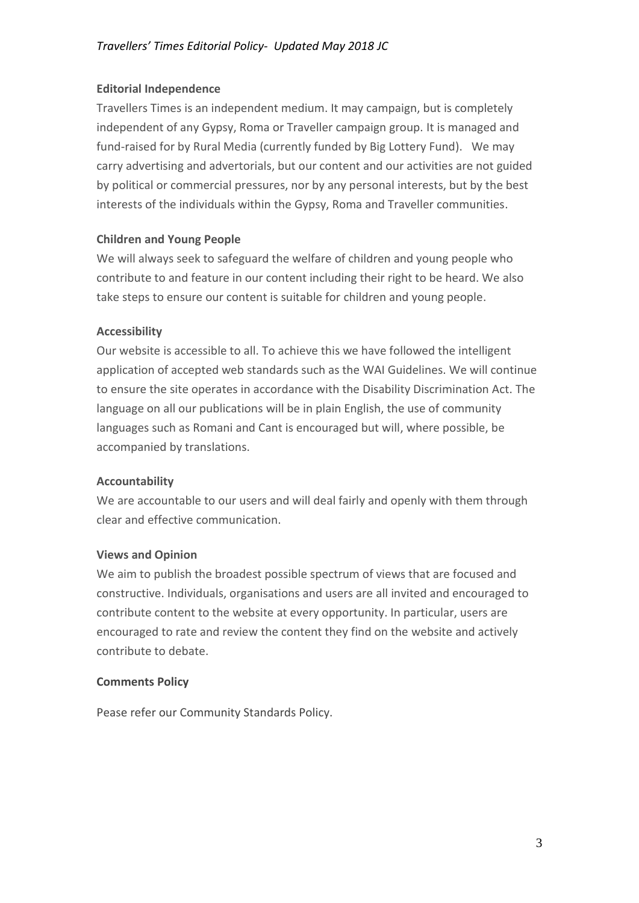## Editorial Independence

Travellers Times is an independent medium. It may campaign, but is completely independent of any Gypsy, Roma or Traveller campaign group. It is managed and fund-raised for by Rural Media (currently funded by Big Lottery Fund). We may carry advertising and advertorials, but our content and our activities are not guided by political or commercial pressures, nor by any personal interests, but by the best interests of the individuals within the Gypsy, Roma and Traveller communities.

## Children and Young People

We will always seek to safeguard the welfare of children and young people who contribute to and feature in our content including their right to be heard. We also take steps to ensure our content is suitable for children and young people.

## Accessibility

Our website is accessible to all. To achieve this we have followed the intelligent application of accepted web standards such as the WAI Guidelines. We will continue to ensure the site operates in accordance with the Disability Discrimination Act. The language on all our publications will be in plain English, the use of community languages such as Romani and Cant is encouraged but will, where possible, be accompanied by translations.

## Accountability

We are accountable to our users and will deal fairly and openly with them through clear and effective communication.

## Views and Opinion

We aim to publish the broadest possible spectrum of views that are focused and constructive. Individuals, organisations and users are all invited and encouraged to contribute content to the website at every opportunity. In particular, users are encouraged to rate and review the content they find on the website and actively contribute to debate.

## Comments Policy

Pease refer our Community Standards Policy.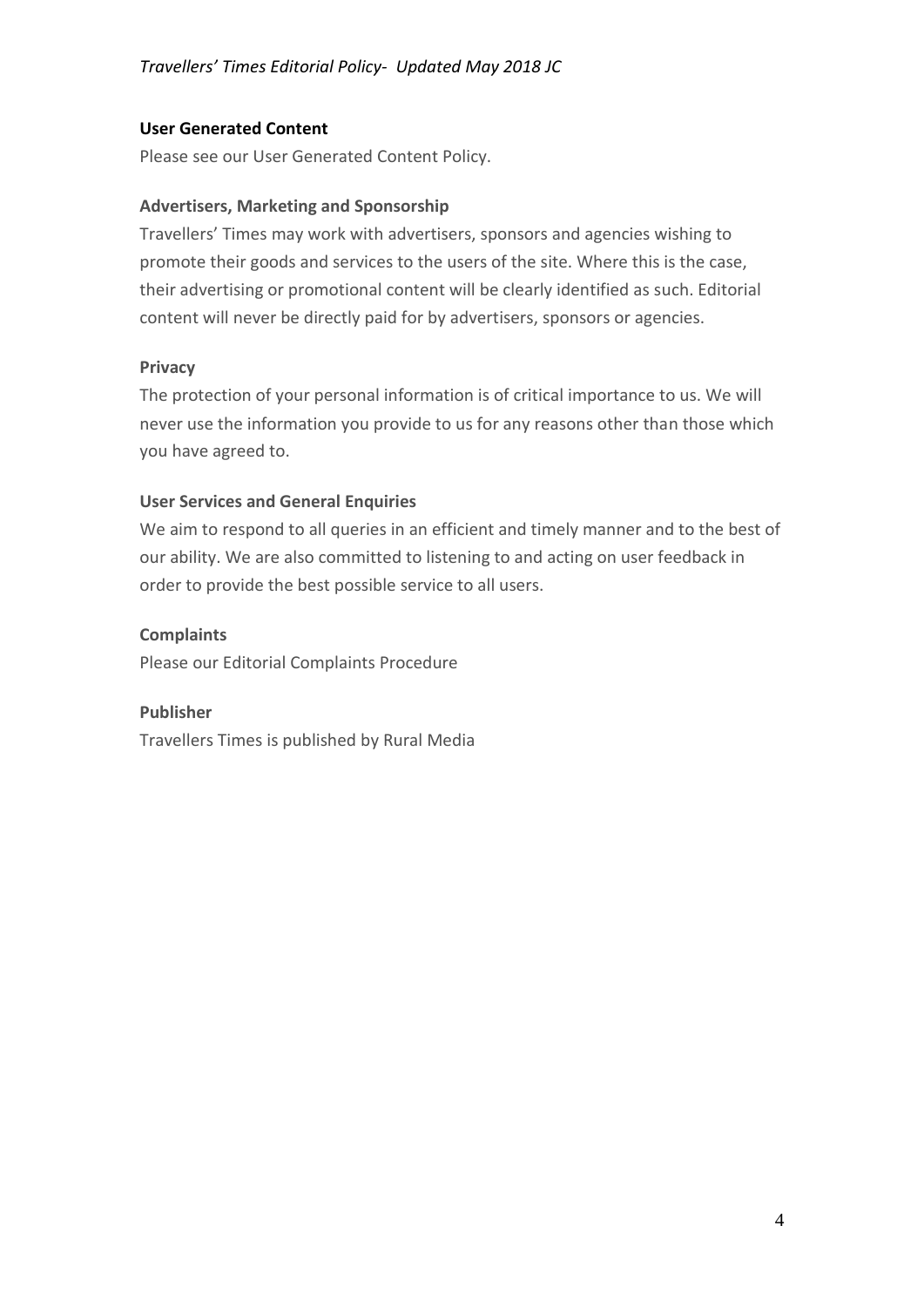**User Generated Content**

Please see our User Generated Content Policy.

**Advertisers, Marketing and Sponsorship**

Travellers' Times may work with advertisers, sponsors and agencies wishing to promote their goods and services to the users of the site. Where this is the case, their advertising or promotional content will be clearly identified as such. Editorial content will never be directly paid for by advertisers, sponsors or agencies.

**Privacy**

The protection of your personal information is of critical importance to us. We will never use the information you provide to us for any reasons other than those which you have agreed to.

**User Services and General Enquiries**

We aim to respond to all queries in an efficient and timely manner and to the best of our ability. We are also committed to listening to and acting on user feedback in order to provide the best possible service to all users.

**Complaints**

Please our Editorial Complaints Procedure

**Publisher**

Travellers Times is published by Rural Media